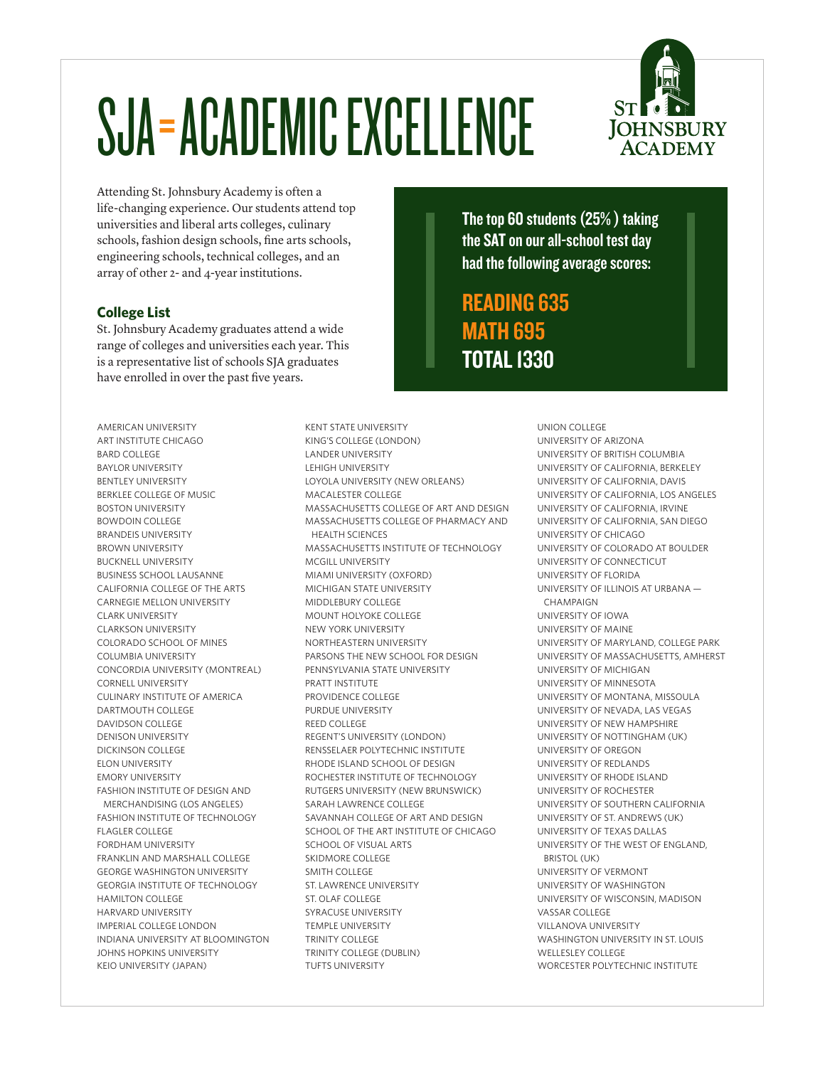# SJA = ACADEMIC EXCELLENCE

St. Johnsbury Academy

Attending St. Johnsbury Academy is often a life-changing experience. Our students attend top universities and liberal arts colleges, culinary schools, fashion design schools, fine arts schools, engineering schools, technical colleges, and an array of other 2- and 4-year institutions.

**The top 60 students (25%) taking the SAT on our all-school test day had the following average scores:**

**READING 635**
**MATH 695**
**TOTAL 1330**

### College List

St. Johnsbury Academy graduates attend a wide range of colleges and universities each year. This is a representative list of schools SJA graduates have enrolled in over the past five years.

AMERICAN UNIVERSITY
ART INSTITUTE CHICAGO
BARD COLLEGE
BAYLOR UNIVERSITY
BENTLEY UNIVERSITY
BERKLEE COLLEGE OF MUSIC
BOSTON UNIVERSITY
BOWDOIN COLLEGE
BRANDEIS UNIVERSITY
BROWN UNIVERSITY
BUCKNELL UNIVERSITY
BUSINESS SCHOOL LAUSANNE
CALIFORNIA COLLEGE OF THE ARTS
CARNEGIE MELLON UNIVERSITY
CLARK UNIVERSITY
CLARKSON UNIVERSITY
COLORADO SCHOOL OF MINES
COLUMBIA UNIVERSITY
CONCORDIA UNIVERSITY (MONTREAL)
CORNELL UNIVERSITY
CULINARY INSTITUTE OF AMERICA
DARTMOUTH COLLEGE
DAVIDSON COLLEGE
DENISON UNIVERSITY
DICKINSON COLLEGE
ELON UNIVERSITY
EMORY UNIVERSITY
FASHION INSTITUTE OF DESIGN AND MERCHANDISING (LOS ANGELES)
FASHION INSTITUTE OF TECHNOLOGY
FLAGLER COLLEGE
FORDHAM UNIVERSITY
FRANKLIN AND MARSHALL COLLEGE
GEORGE WASHINGTON UNIVERSITY
GEORGIA INSTITUTE OF TECHNOLOGY
HAMILTON COLLEGE
HARVARD UNIVERSITY
IMPERIAL COLLEGE LONDON
INDIANA UNIVERSITY AT BLOOMINGTON
JOHNS HOPKINS UNIVERSITY
KEIO UNIVERSITY (JAPAN)
KENT STATE UNIVERSITY
KING'S COLLEGE (LONDON)
LANDER UNIVERSITY
LEHIGH UNIVERSITY
LOYOLA UNIVERSITY (NEW ORLEANS)
MACALESTER COLLEGE
MASSACHUSETTS COLLEGE OF ART AND DESIGN
MASSACHUSETTS COLLEGE OF PHARMACY AND HEALTH SCIENCES
MASSACHUSETTS INSTITUTE OF TECHNOLOGY
MCGILL UNIVERSITY
MIAMI UNIVERSITY (OXFORD)
MICHIGAN STATE UNIVERSITY
MIDDLEBURY COLLEGE
MOUNT HOLYOKE COLLEGE
NEW YORK UNIVERSITY
NORTHEASTERN UNIVERSITY
PARSONS THE NEW SCHOOL FOR DESIGN
PENNSYLVANIA STATE UNIVERSITY
PRATT INSTITUTE
PROVIDENCE COLLEGE
PURDUE UNIVERSITY
REED COLLEGE
REGENT'S UNIVERSITY (LONDON)
RENSSELAER POLYTECHNIC INSTITUTE
RHODE ISLAND SCHOOL OF DESIGN
ROCHESTER INSTITUTE OF TECHNOLOGY
RUTGERS UNIVERSITY (NEW BRUNSWICK)
SARAH LAWRENCE COLLEGE
SAVANNAH COLLEGE OF ART AND DESIGN
SCHOOL OF THE ART INSTITUTE OF CHICAGO
SCHOOL OF VISUAL ARTS
SKIDMORE COLLEGE
SMITH COLLEGE
ST. LAWRENCE UNIVERSITY
ST. OLAF COLLEGE
SYRACUSE UNIVERSITY
TEMPLE UNIVERSITY
TRINITY COLLEGE
TRINITY COLLEGE (DUBLIN)
TUFTS UNIVERSITY
UNION COLLEGE
UNIVERSITY OF ARIZONA
UNIVERSITY OF BRITISH COLUMBIA
UNIVERSITY OF CALIFORNIA, BERKELEY
UNIVERSITY OF CALIFORNIA, DAVIS
UNIVERSITY OF CALIFORNIA, LOS ANGELES
UNIVERSITY OF CALIFORNIA, IRVINE
UNIVERSITY OF CALIFORNIA, SAN DIEGO
UNIVERSITY OF CHICAGO
UNIVERSITY OF COLORADO AT BOULDER
UNIVERSITY OF CONNECTICUT
UNIVERSITY OF FLORIDA
UNIVERSITY OF ILLINOIS AT URBANA — CHAMPAIGN
UNIVERSITY OF IOWA
UNIVERSITY OF MAINE
UNIVERSITY OF MARYLAND, COLLEGE PARK
UNIVERSITY OF MASSACHUSETTS, AMHERST
UNIVERSITY OF MICHIGAN
UNIVERSITY OF MINNESOTA
UNIVERSITY OF MONTANA, MISSOULA
UNIVERSITY OF NEVADA, LAS VEGAS
UNIVERSITY OF NEW HAMPSHIRE
UNIVERSITY OF NOTTINGHAM (UK)
UNIVERSITY OF OREGON
UNIVERSITY OF REDLANDS
UNIVERSITY OF RHODE ISLAND
UNIVERSITY OF ROCHESTER
UNIVERSITY OF SOUTHERN CALIFORNIA
UNIVERSITY OF ST. ANDREWS (UK)
UNIVERSITY OF TEXAS DALLAS
UNIVERSITY OF THE WEST OF ENGLAND, BRISTOL (UK)
UNIVERSITY OF VERMONT
UNIVERSITY OF WASHINGTON
UNIVERSITY OF WISCONSIN, MADISON
VASSAR COLLEGE
VILLANOVA UNIVERSITY
WASHINGTON UNIVERSITY IN ST. LOUIS
WELLESLEY COLLEGE
WORCESTER POLYTECHNIC INSTITUTE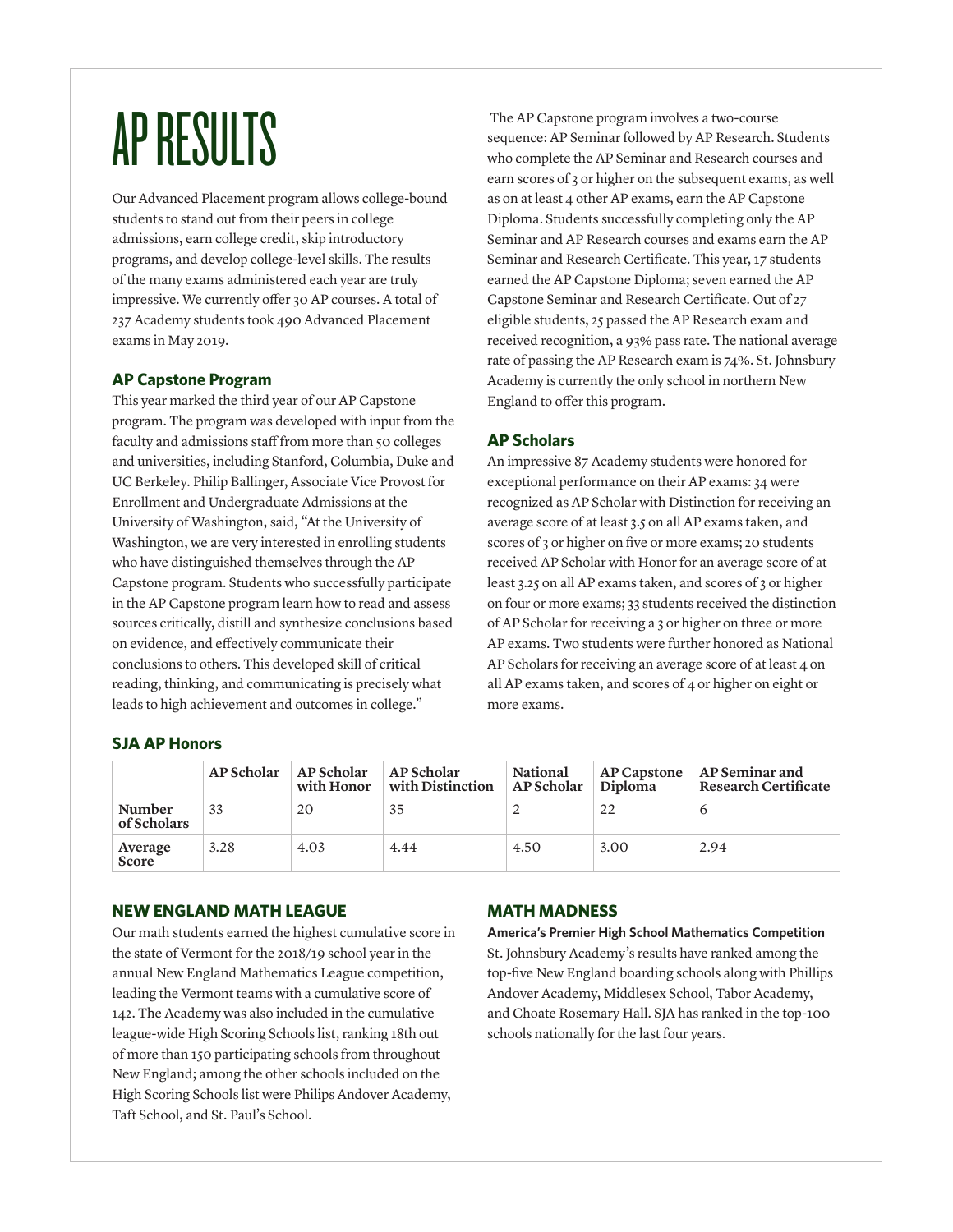# AP RESULTS

Our Advanced Placement program allows college-bound students to stand out from their peers in college admissions, earn college credit, skip introductory programs, and develop college-level skills. The results of the many exams administered each year are truly impressive. We currently offer 30 AP courses. A total of 237 Academy students took 490 Advanced Placement exams in May 2019.

### AP Capstone Program

This year marked the third year of our AP Capstone program. The program was developed with input from the faculty and admissions staff from more than 50 colleges and universities, including Stanford, Columbia, Duke and UC Berkeley. Philip Ballinger, Associate Vice Provost for Enrollment and Undergraduate Admissions at the University of Washington, said, "At the University of Washington, we are very interested in enrolling students who have distinguished themselves through the AP Capstone program. Students who successfully participate in the AP Capstone program learn how to read and assess sources critically, distill and synthesize conclusions based on evidence, and effectively communicate their conclusions to others. This developed skill of critical reading, thinking, and communicating is precisely what leads to high achievement and outcomes in college."

The AP Capstone program involves a two-course sequence: AP Seminar followed by AP Research. Students who complete the AP Seminar and Research courses and earn scores of 3 or higher on the subsequent exams, as well as on at least 4 other AP exams, earn the AP Capstone Diploma. Students successfully completing only the AP Seminar and AP Research courses and exams earn the AP Seminar and Research Certificate. This year, 17 students earned the AP Capstone Diploma; seven earned the AP Capstone Seminar and Research Certificate. Out of 27 eligible students, 25 passed the AP Research exam and received recognition, a 93% pass rate. The national average rate of passing the AP Research exam is 74%. St. Johnsbury Academy is currently the only school in northern New England to offer this program.

### AP Scholars

An impressive 87 Academy students were honored for exceptional performance on their AP exams: 34 were recognized as AP Scholar with Distinction for receiving an average score of at least 3.5 on all AP exams taken, and scores of 3 or higher on five or more exams; 20 students received AP Scholar with Honor for an average score of at least 3.25 on all AP exams taken, and scores of 3 or higher on four or more exams; 33 students received the distinction of AP Scholar for receiving a 3 or higher on three or more AP exams. Two students were further honored as National AP Scholars for receiving an average score of at least 4 on all AP exams taken, and scores of 4 or higher on eight or more exams.

### SJA AP Honors

| | AP Scholar | AP Scholar with Honor | AP Scholar with Distinction | National AP Scholar | AP Capstone Diploma | AP Seminar and Research Certificate |
|---|---|---|---|---|---|---|
| Number of Scholars | 33 | 20 | 35 | 2 | 22 | 6 |
| Average Score | 3.28 | 4.03 | 4.44 | 4.50 | 3.00 | 2.94 |

## NEW ENGLAND MATH LEAGUE

Our math students earned the highest cumulative score in the state of Vermont for the 2018/19 school year in the annual New England Mathematics League competition, leading the Vermont teams with a cumulative score of 142. The Academy was also included in the cumulative league-wide High Scoring Schools list, ranking 18th out of more than 150 participating schools from throughout New England; among the other schools included on the High Scoring Schools list were Philips Andover Academy, Taft School, and St. Paul's School.

## MATH MADNESS

**America's Premier High School Mathematics Competition**

St. Johnsbury Academy's results have ranked among the top-five New England boarding schools along with Phillips Andover Academy, Middlesex School, Tabor Academy, and Choate Rosemary Hall. SJA has ranked in the top-100 schools nationally for the last four years.